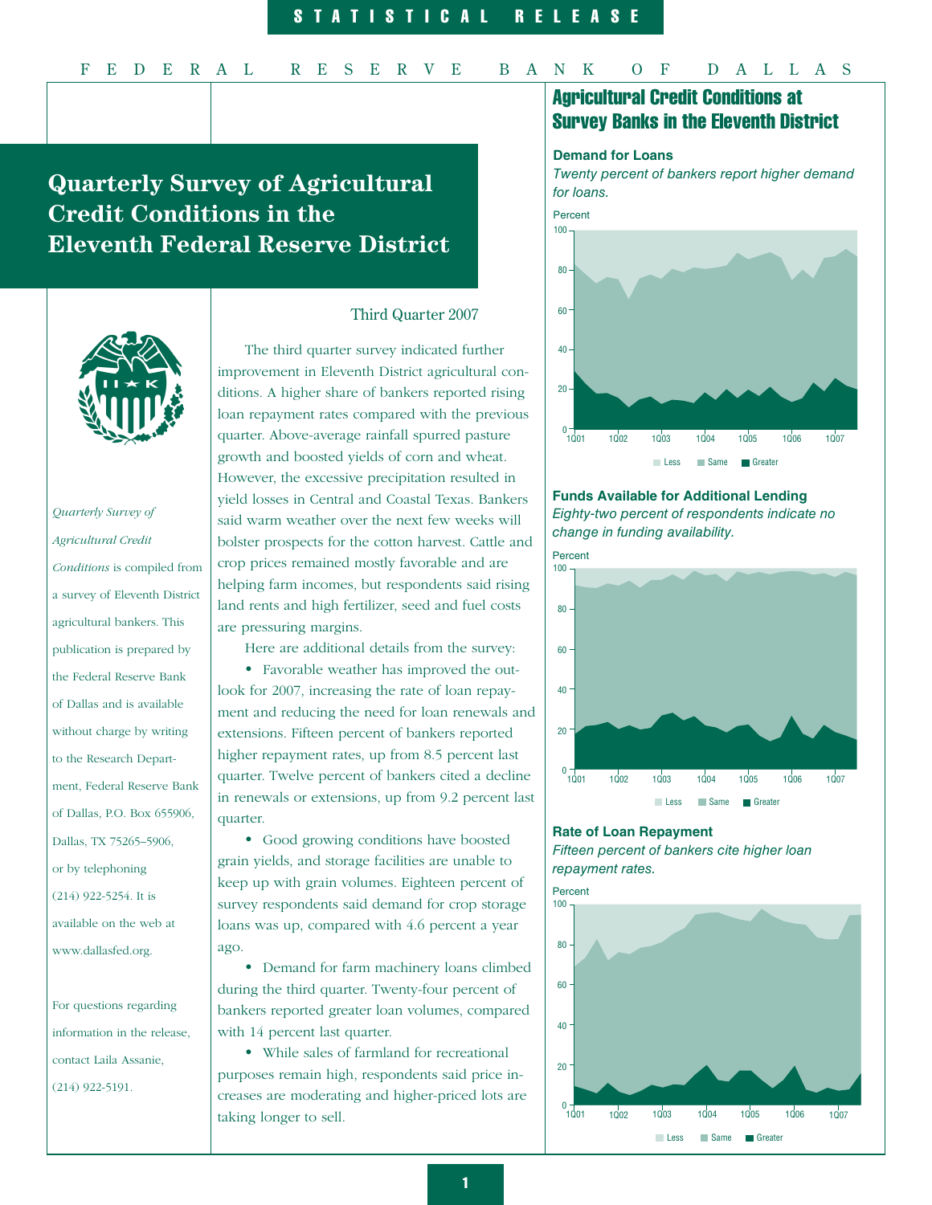STATISTICAL RELEASE

FEDERAL RESERVE BANK OF DALLAS

# Quarterly Survey of Agricultural Credit Conditions in the Eleventh Federal Reserve District

*Quarterly Survey of Agricultural Credit Conditions* is compiled from a survey of Eleventh District agricultural bankers. This publication is prepared by the Federal Reserve Bank of Dallas and is available without charge by writing to the Research Department, Federal Reserve Bank of Dallas, P.O. Box 655906, Dallas, TX 75265–5906, or by telephoning (214) 922-5254. It is available on the web at www.dallasfed.org.

For questions regarding information in the release, contact Laila Assanie, (214) 922-5191.

Third Quarter 2007

The third quarter survey indicated further improvement in Eleventh District agricultural conditions. A higher share of bankers reported rising loan repayment rates compared with the previous quarter. Above-average rainfall spurred pasture growth and boosted yields of corn and wheat. However, the excessive precipitation resulted in yield losses in Central and Coastal Texas. Bankers said warm weather over the next few weeks will bolster prospects for the cotton harvest. Cattle and crop prices remained mostly favorable and are helping farm incomes, but respondents said rising land rents and high fertilizer, seed and fuel costs are pressuring margins.

Here are additional details from the survey:

- Favorable weather has improved the outlook for 2007, increasing the rate of loan repayment and reducing the need for loan renewals and extensions. Fifteen percent of bankers reported higher repayment rates, up from 8.5 percent last quarter. Twelve percent of bankers cited a decline in renewals or extensions, up from 9.2 percent last quarter.
- Good growing conditions have boosted grain yields, and storage facilities are unable to keep up with grain volumes. Eighteen percent of survey respondents said demand for crop storage loans was up, compared with 4.6 percent a year ago.
- Demand for farm machinery loans climbed during the third quarter. Twenty-four percent of bankers reported greater loan volumes, compared with 14 percent last quarter.
- While sales of farmland for recreational purposes remain high, respondents said price increases are moderating and higher-priced lots are taking longer to sell.

## Agricultural Credit Conditions at Survey Banks in the Eleventh District

### Demand for Loans

*Twenty percent of bankers report higher demand for loans.*

### Funds Available for Additional Lending

*Eighty-two percent of respondents indicate no change in funding availability.*

### Rate of Loan Repayment

*Fifteen percent of bankers cite higher loan repayment rates.*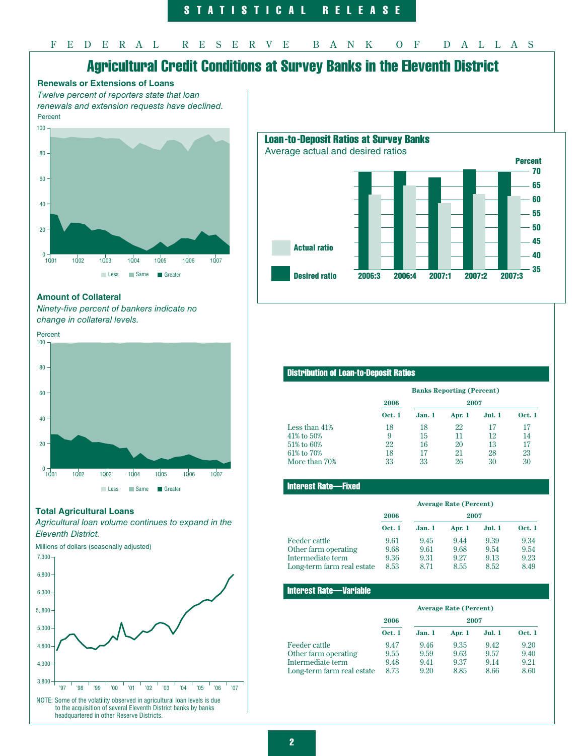# Agricultural Credit Conditions at Survey Banks in the Eleventh District

### Renewals or Extensions of Loans

*Twelve percent of reporters state that loan renewals and extension requests have declined.*

### Amount of Collateral

*Ninety-five percent of bankers indicate no change in collateral levels.*

### Total Agricultural Loans

*Agricultural loan volume continues to expand in the Eleventh District.*

NOTE: Some of the volatility observed in agricultural loan levels is due to the acquisition of several Eleventh District banks by banks headquartered in other Reserve Districts.

### Loan-to-Deposit Ratios at Survey Banks

Average actual and desired ratios

### Distribution of Loan-to-Deposit Ratios

| | Banks Reporting (Percent) | | | | |
|---|---|---|---|---|---|
| | 2006 | 2007 | | | |
| | Oct. 1 | Jan. 1 | Apr. 1 | Jul. 1 | Oct. 1 |
| Less than 41% | 18 | 18 | 22 | 17 | 17 |
| 41% to 50% | 9 | 15 | 11 | 12 | 14 |
| 51% to 60% | 22 | 16 | 20 | 13 | 17 |
| 61% to 70% | 18 | 17 | 21 | 28 | 23 |
| More than 70% | 33 | 33 | 26 | 30 | 30 |

### Interest Rate—Fixed

| | Average Rate (Percent) | | | | |
|---|---|---|---|---|---|
| | 2006 | 2007 | | | |
| | Oct. 1 | Jan. 1 | Apr. 1 | Jul. 1 | Oct. 1 |
| Feeder cattle | 9.61 | 9.45 | 9.44 | 9.39 | 9.34 |
| Other farm operating | 9.68 | 9.61 | 9.68 | 9.54 | 9.54 |
| Intermediate term | 9.36 | 9.31 | 9.27 | 9.13 | 9.23 |
| Long-term farm real estate | 8.53 | 8.71 | 8.55 | 8.52 | 8.49 |

### Interest Rate—Variable

| | Average Rate (Percent) | | | | |
|---|---|---|---|---|---|
| | 2006 | 2007 | | | |
| | Oct. 1 | Jan. 1 | Apr. 1 | Jul. 1 | Oct. 1 |
| Feeder cattle | 9.47 | 9.46 | 9.35 | 9.42 | 9.20 |
| Other farm operating | 9.55 | 9.59 | 9.63 | 9.57 | 9.40 |
| Intermediate term | 9.48 | 9.41 | 9.37 | 9.14 | 9.21 |
| Long-term farm real estate | 8.73 | 9.20 | 8.85 | 8.66 | 8.60 |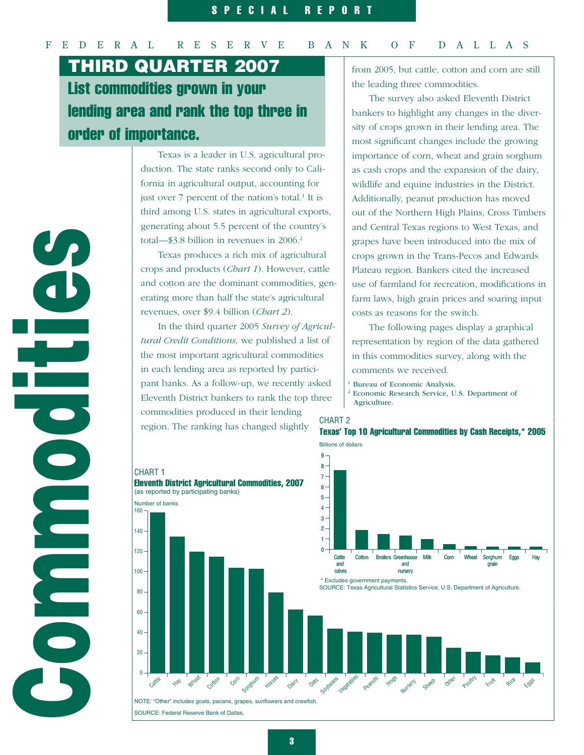# THIRD QUARTER 2007

## List commodities grown in your lending area and rank the top three in order of importance.

# Commodities

Texas is a leader in U.S. agricultural production. The state ranks second only to California in agricultural output, accounting for just over 7 percent of the nation's total.[1] It is third among U.S. states in agricultural exports, generating about 5.5 percent of the country's total—$3.8 billion in revenues in 2006.[2]

Texas produces a rich mix of agricultural crops and products (*Chart 1*). However, cattle and cotton are the dominant commodities, generating more than half the state's agricultural revenues, over $9.4 billion (*Chart 2*).

In the third quarter 2005 *Survey of Agricultural Credit Conditions*, we published a list of the most important agricultural commodities in each lending area as reported by participant banks. As a follow-up, we recently asked Eleventh District bankers to rank the top three commodities produced in their lending region. The ranking has changed slightly from 2005, but cattle, cotton and corn are still the leading three commodities.

The survey also asked Eleventh District bankers to highlight any changes in the diversity of crops grown in their lending area. The most significant changes include the growing importance of corn, wheat and grain sorghum as cash crops and the expansion of the dairy, wildlife and equine industries in the District. Additionally, peanut production has moved out of the Northern High Plains, Cross Timbers and Central Texas regions to West Texas, and grapes have been introduced into the mix of crops grown in the Trans-Pecos and Edwards Plateau region. Bankers cited the increased use of farmland for recreation, modifications in farm laws, high grain prices and soaring input costs as reasons for the switch.

The following pages display a graphical representation by region of the data gathered in this commodities survey, along with the comments we received.

[1] Bureau of Economic Analysis.
[2] Economic Research Service, U.S. Department of Agriculture.

CHART 2
**Texas' Top 10 Agricultural Commodities by Cash Receipts,* 2005**

Billions of dollars

| Commodity | Billions of dollars (approx.) |
|---|---|
| Cattle and calves | 7.6 |
| Cotton | 1.9 |
| Broilers | 1.5 |
| Greenhouse and nursery | 1.4 |
| Milk | 1.0 |
| Corn | 0.5 |
| Wheat | 0.3 |
| Sorghum grain | 0.3 |
| Eggs | 0.3 |
| Hay | 0.3 |

\* Excludes government payments.
SOURCE: Texas Agricultural Statistics Service, U.S. Department of Agriculture.

CHART 1
**Eleventh District Agricultural Commodities, 2007**
(as reported by participating banks)

Number of banks

| Commodity | Number of banks (approx.) |
|---|---|
| Cattle | 158 |
| Hay | 135 |
| Wheat | 120 |
| Cotton | 115 |
| Corn | 104 |
| Sorghum | 103 |
| Horses | 80 |
| Dairy | 63 |
| Oats | 57 |
| Soybeans | 44 |
| Vegetables | 41 |
| Peanuts | 40 |
| Hogs | 38 |
| Nursery | 38 |
| Sheep | 36 |
| Other | 25 |
| Poultry | 21 |
| Fruit | 18 |
| Rice | 16 |
| Eggs | 11 |

NOTE: "Other" includes goats, pecans, grapes, sunflowers and crawfish.
SOURCE: Federal Reserve Bank of Dallas.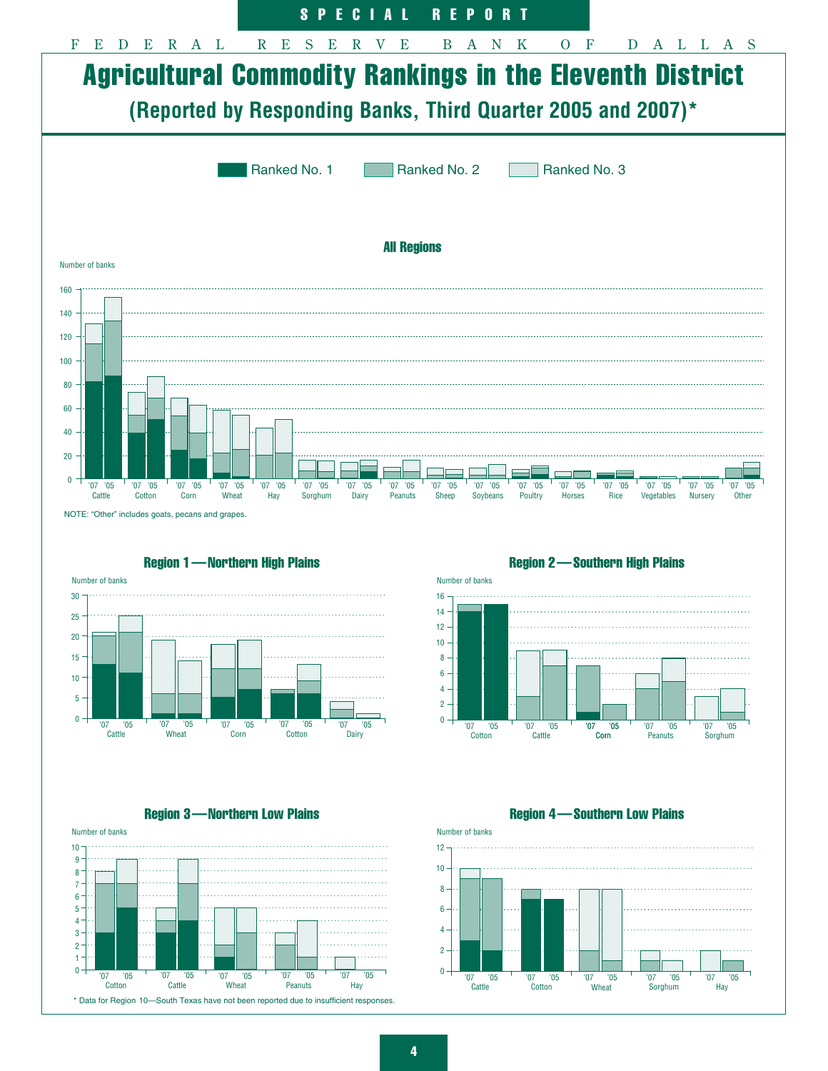# Agricultural Commodity Rankings in the Eleventh District

## (Reported by Responding Banks, Third Quarter 2005 and 2007)*

Ranked No. 1 | Ranked No. 2 | Ranked No. 3

### All Regions

Number of banks

Cattle, Cotton, Corn, Wheat, Hay, Sorghum, Dairy, Peanuts, Sheep, Soybeans, Poultry, Horses, Rice, Vegetables, Nursery, Other ('07, '05)

NOTE: "Other" includes goats, pecans and grapes.

### Region 1—Northern High Plains

Number of banks

Cattle, Wheat, Corn, Cotton, Dairy ('07, '05)

### Region 2—Southern High Plains

Number of banks

Cotton, Cattle, Corn, Peanuts, Sorghum ('07, '05)

### Region 3—Northern Low Plains

Number of banks

Cotton, Cattle, Wheat, Peanuts, Hay ('07, '05)

### Region 4—Southern Low Plains

Number of banks

Cattle, Cotton, Wheat, Sorghum, Hay ('07, '05)

\* Data for Region 10—South Texas have not been reported due to insufficient responses.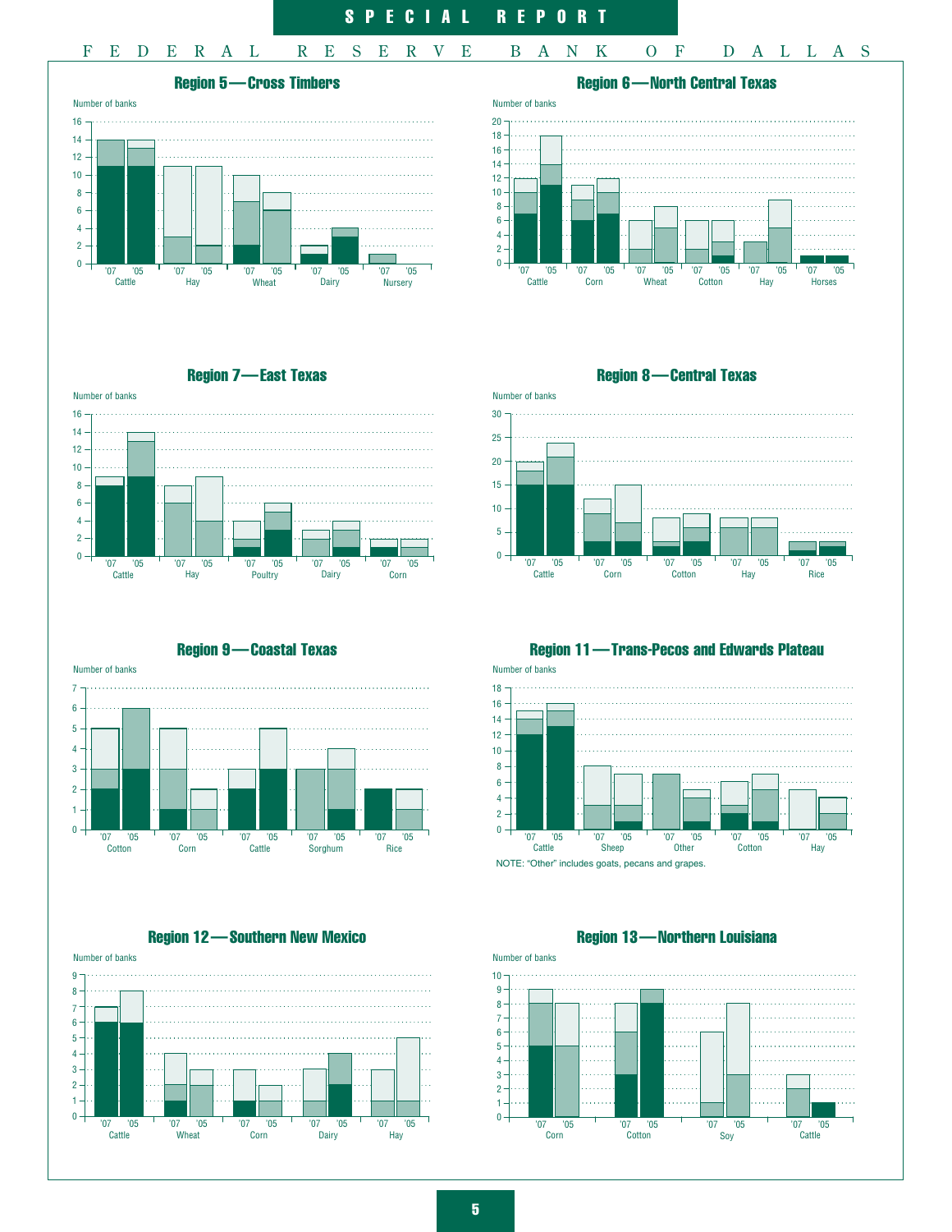### Region 5—Cross Timbers

Number of banks

Cattle, Hay, Wheat, Dairy, Nursery ('07, '05)

### Region 6—North Central Texas

Number of banks

Cattle, Corn, Wheat, Cotton, Hay, Horses ('07, '05)

### Region 7—East Texas

Number of banks

Cattle, Hay, Poultry, Dairy, Corn ('07, '05)

### Region 8—Central Texas

Number of banks

Cattle, Corn, Cotton, Hay, Rice ('07, '05)

### Region 9—Coastal Texas

Number of banks

Cotton, Corn, Cattle, Sorghum, Rice ('07, '05)

### Region 11—Trans-Pecos and Edwards Plateau

Number of banks

Cattle, Sheep, Other, Cotton, Hay ('07, '05)

NOTE: "Other" includes goats, pecans and grapes.

### Region 12—Southern New Mexico

Number of banks

Cattle, Wheat, Corn, Dairy, Hay ('07, '05)

### Region 13—Northern Louisiana

Number of banks

Corn, Cotton, Soy, Cattle ('07, '05)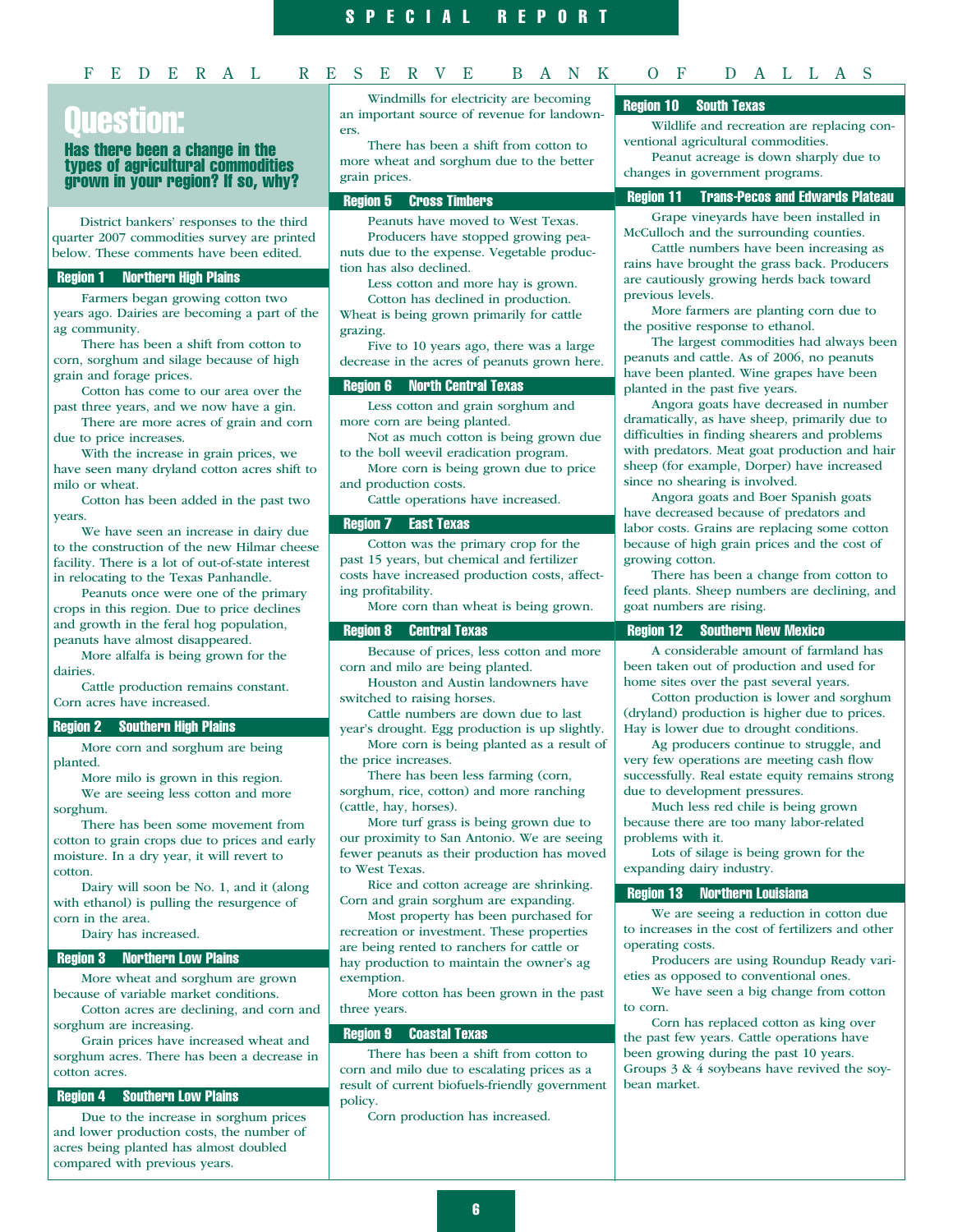# Question:

## Has there been a change in the types of agricultural commodities grown in your region? If so, why?

District bankers' responses to the third quarter 2007 commodities survey are printed below. These comments have been edited.

### Region 1 Northern High Plains

Farmers began growing cotton two years ago. Dairies are becoming a part of the ag community.

There has been a shift from cotton to corn, sorghum and silage because of high grain and forage prices.

Cotton has come to our area over the past three years, and we now have a gin.

There are more acres of grain and corn due to price increases.

With the increase in grain prices, we have seen many dryland cotton acres shift to milo or wheat.

Cotton has been added in the past two years.

We have seen an increase in dairy due to the construction of the new Hilmar cheese facility. There is a lot of out-of-state interest in relocating to the Texas Panhandle.

Peanuts once were one of the primary crops in this region. Due to price declines and growth in the feral hog population, peanuts have almost disappeared.

More alfalfa is being grown for the dairies.

Cattle production remains constant. Corn acres have increased.

### Region 2 Southern High Plains

More corn and sorghum are being planted.

More milo is grown in this region.

We are seeing less cotton and more sorghum.

There has been some movement from cotton to grain crops due to prices and early moisture. In a dry year, it will revert to cotton.

Dairy will soon be No. 1, and it (along with ethanol) is pulling the resurgence of corn in the area.

Dairy has increased.

### Region 3 Northern Low Plains

More wheat and sorghum are grown because of variable market conditions.

Cotton acres are declining, and corn and sorghum are increasing.

Grain prices have increased wheat and sorghum acres. There has been a decrease in cotton acres.

### Region 4 Southern Low Plains

Due to the increase in sorghum prices and lower production costs, the number of acres being planted has almost doubled compared with previous years.

Windmills for electricity are becoming an important source of revenue for landowners.

There has been a shift from cotton to more wheat and sorghum due to the better grain prices.

### Region 5 Cross Timbers

Peanuts have moved to West Texas.

Producers have stopped growing peanuts due to the expense. Vegetable production has also declined.

Less cotton and more hay is grown.

Cotton has declined in production. Wheat is being grown primarily for cattle grazing.

Five to 10 years ago, there was a large decrease in the acres of peanuts grown here.

### Region 6 North Central Texas

Less cotton and grain sorghum and more corn are being planted.

Not as much cotton is being grown due to the boll weevil eradication program.

More corn is being grown due to price and production costs.

Cattle operations have increased.

### Region 7 East Texas

Cotton was the primary crop for the past 15 years, but chemical and fertilizer costs have increased production costs, affecting profitability.

More corn than wheat is being grown.

### Region 8 Central Texas

Because of prices, less cotton and more corn and milo are being planted.

Houston and Austin landowners have switched to raising horses.

Cattle numbers are down due to last year's drought. Egg production is up slightly.

More corn is being planted as a result of the price increases.

There has been less farming (corn, sorghum, rice, cotton) and more ranching (cattle, hay, horses).

More turf grass is being grown due to our proximity to San Antonio. We are seeing fewer peanuts as their production has moved to West Texas.

Rice and cotton acreage are shrinking. Corn and grain sorghum are expanding.

Most property has been purchased for recreation or investment. These properties are being rented to ranchers for cattle or hay production to maintain the owner's ag exemption.

More cotton has been grown in the past three years.

### Region 9 Coastal Texas

There has been a shift from cotton to corn and milo due to escalating prices as a result of current biofuels-friendly government policy.

Corn production has increased.

### Region 10 South Texas

Wildlife and recreation are replacing conventional agricultural commodities.

Peanut acreage is down sharply due to changes in government programs.

### Region 11 Trans-Pecos and Edwards Plateau

Grape vineyards have been installed in McCulloch and the surrounding counties.

Cattle numbers have been increasing as rains have brought the grass back. Producers are cautiously growing herds back toward previous levels.

More farmers are planting corn due to the positive response to ethanol.

The largest commodities had always been peanuts and cattle. As of 2006, no peanuts have been planted. Wine grapes have been planted in the past five years.

Angora goats have decreased in number dramatically, as have sheep, primarily due to difficulties in finding shearers and problems with predators. Meat goat production and hair sheep (for example, Dorper) have increased since no shearing is involved.

Angora goats and Boer Spanish goats have decreased because of predators and labor costs. Grains are replacing some cotton because of high grain prices and the cost of growing cotton.

There has been a change from cotton to feed plants. Sheep numbers are declining, and goat numbers are rising.

### Region 12 Southern New Mexico

A considerable amount of farmland has been taken out of production and used for home sites over the past several years.

Cotton production is lower and sorghum (dryland) production is higher due to prices. Hay is lower due to drought conditions.

Ag producers continue to struggle, and very few operations are meeting cash flow successfully. Real estate equity remains strong due to development pressures.

Much less red chile is being grown because there are too many labor-related problems with it.

Lots of silage is being grown for the expanding dairy industry.

### Region 13 Northern Louisiana

We are seeing a reduction in cotton due to increases in the cost of fertilizers and other operating costs.

Producers are using Roundup Ready varieties as opposed to conventional ones.

We have seen a big change from cotton to corn.

Corn has replaced cotton as king over the past few years. Cattle operations have been growing during the past 10 years. Groups 3 & 4 soybeans have revived the soybean market.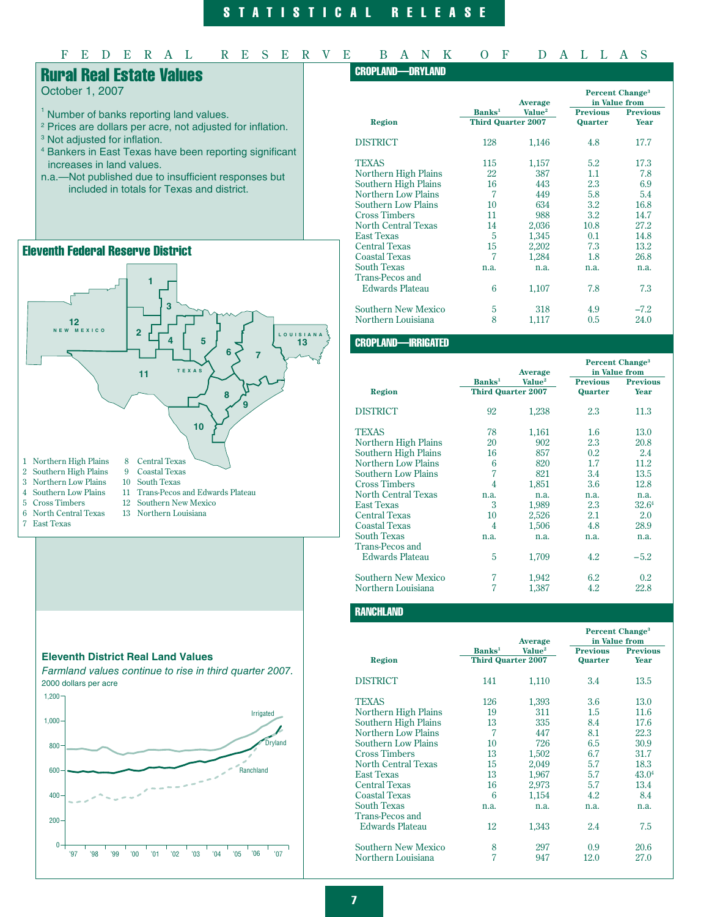# Rural Real Estate Values

October 1, 2007

[1] Number of banks reporting land values.
[2] Prices are dollars per acre, not adjusted for inflation.
[3] Not adjusted for inflation.
[4] Bankers in East Texas have been reporting significant increases in land values.
n.a.—Not published due to insufficient responses but included in totals for Texas and district.

## Eleventh Federal Reserve District

1 Northern High Plains
2 Southern High Plains
3 Northern Low Plains
4 Southern Low Plains
5 Cross Timbers
6 North Central Texas
7 East Texas
8 Central Texas
9 Coastal Texas
10 South Texas
11 Trans-Pecos and Edwards Plateau
12 Southern New Mexico
13 Northern Louisiana

## Eleventh District Real Land Values

*Farmland values continue to rise in third quarter 2007.*

2000 dollars per acre

## CROPLAND—DRYLAND

| Region | Banks[1] | Average Value[2] | Percent Change[3] in Value from Previous Quarter | Percent Change[3] in Value from Previous Year |
|---|---|---|---|---|
| | Third Quarter 2007 | | | |
| DISTRICT | 128 | 1,146 | 4.8 | 17.7 |
| TEXAS | 115 | 1,157 | 5.2 | 17.3 |
| Northern High Plains | 22 | 387 | 1.1 | 7.8 |
| Southern High Plains | 16 | 443 | 2.3 | 6.9 |
| Northern Low Plains | 7 | 449 | 5.8 | 5.4 |
| Southern Low Plains | 10 | 634 | 3.2 | 16.8 |
| Cross Timbers | 11 | 988 | 3.2 | 14.7 |
| North Central Texas | 14 | 2,036 | 10.8 | 27.2 |
| East Texas | 5 | 1,345 | 0.1 | 14.8 |
| Central Texas | 15 | 2,202 | 7.3 | 13.2 |
| Coastal Texas | 7 | 1,284 | 1.8 | 26.8 |
| South Texas | n.a. | n.a. | n.a. | n.a. |
| Trans-Pecos and Edwards Plateau | 6 | 1,107 | 7.8 | 7.3 |
| Southern New Mexico | 5 | 318 | 4.9 | –7.2 |
| Northern Louisiana | 8 | 1,117 | 0.5 | 24.0 |

## CROPLAND—IRRIGATED

| Region | Banks[1] | Average Value[2] | Percent Change[3] in Value from Previous Quarter | Percent Change[3] in Value from Previous Year |
|---|---|---|---|---|
| | Third Quarter 2007 | | | |
| DISTRICT | 92 | 1,238 | 2.3 | 11.3 |
| TEXAS | 78 | 1,161 | 1.6 | 13.0 |
| Northern High Plains | 20 | 902 | 2.3 | 20.8 |
| Southern High Plains | 16 | 857 | 0.2 | 2.4 |
| Northern Low Plains | 6 | 820 | 1.7 | 11.2 |
| Southern Low Plains | 7 | 821 | 3.4 | 13.5 |
| Cross Timbers | 4 | 1,851 | 3.6 | 12.8 |
| North Central Texas | n.a. | n.a. | n.a. | n.a. |
| East Texas | 3 | 1,989 | 2.3 | 32.6[4] |
| Central Texas | 10 | 2,526 | 2.1 | 2.0 |
| Coastal Texas | 4 | 1,506 | 4.8 | 28.9 |
| South Texas | n.a. | n.a. | n.a. | n.a. |
| Trans-Pecos and Edwards Plateau | 5 | 1,709 | 4.2 | –5.2 |
| Southern New Mexico | 7 | 1,942 | 6.2 | 0.2 |
| Northern Louisiana | 7 | 1,387 | 4.2 | 22.8 |

## RANCHLAND

| Region | Banks[1] | Average Value[2] | Percent Change[3] in Value from Previous Quarter | Percent Change[3] in Value from Previous Year |
|---|---|---|---|---|
| | Third Quarter 2007 | | | |
| DISTRICT | 141 | 1,110 | 3.4 | 13.5 |
| TEXAS | 126 | 1,393 | 3.6 | 13.0 |
| Northern High Plains | 19 | 311 | 1.5 | 11.6 |
| Southern High Plains | 13 | 335 | 8.4 | 17.6 |
| Northern Low Plains | 7 | 447 | 8.1 | 22.3 |
| Southern Low Plains | 10 | 726 | 6.5 | 30.9 |
| Cross Timbers | 13 | 1,502 | 6.7 | 31.7 |
| North Central Texas | 15 | 2,049 | 5.7 | 18.3 |
| East Texas | 13 | 1,967 | 5.7 | 43.0[4] |
| Central Texas | 16 | 2,973 | 5.7 | 13.4 |
| Coastal Texas | 6 | 1,154 | 4.2 | 8.4 |
| South Texas | n.a. | n.a. | n.a. | n.a. |
| Trans-Pecos and Edwards Plateau | 12 | 1,343 | 2.4 | 7.5 |
| Southern New Mexico | 8 | 297 | 0.9 | 20.6 |
| Northern Louisiana | 7 | 947 | 12.0 | 27.0 |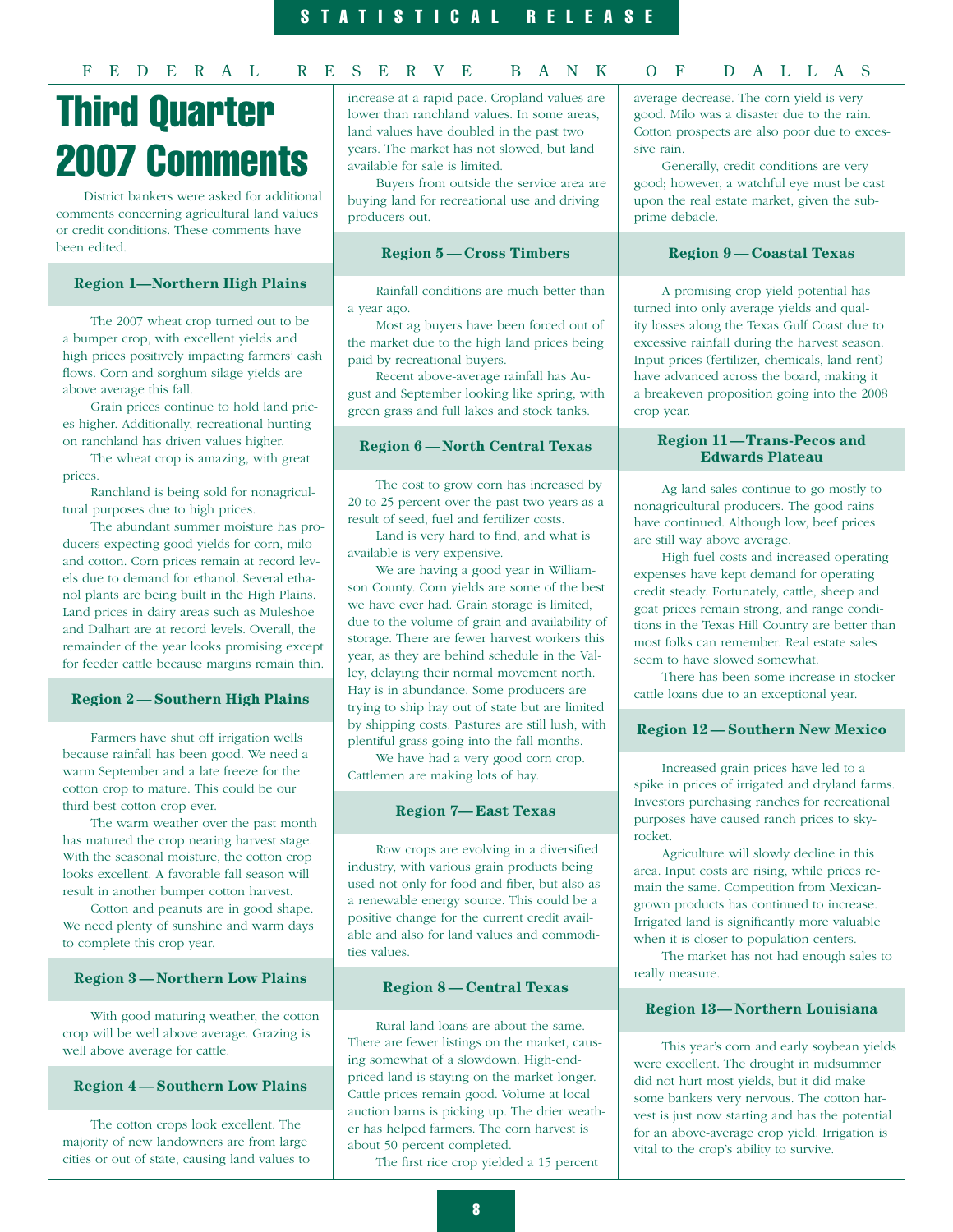# Third Quarter 2007 Comments

District bankers were asked for additional comments concerning agricultural land values or credit conditions. These comments have been edited.

### Region 1—Northern High Plains

The 2007 wheat crop turned out to be a bumper crop, with excellent yields and high prices positively impacting farmers' cash flows. Corn and sorghum silage yields are above average this fall.

Grain prices continue to hold land prices higher. Additionally, recreational hunting on ranchland has driven values higher.

The wheat crop is amazing, with great prices.

Ranchland is being sold for nonagricultural purposes due to high prices.

The abundant summer moisture has producers expecting good yields for corn, milo and cotton. Corn prices remain at record levels due to demand for ethanol. Several ethanol plants are being built in the High Plains. Land prices in dairy areas such as Muleshoe and Dalhart are at record levels. Overall, the remainder of the year looks promising except for feeder cattle because margins remain thin.

### Region 2 — Southern High Plains

Farmers have shut off irrigation wells because rainfall has been good. We need a warm September and a late freeze for the cotton crop to mature. This could be our third-best cotton crop ever.

The warm weather over the past month has matured the crop nearing harvest stage. With the seasonal moisture, the cotton crop looks excellent. A favorable fall season will result in another bumper cotton harvest.

Cotton and peanuts are in good shape. We need plenty of sunshine and warm days to complete this crop year.

### Region 3 — Northern Low Plains

With good maturing weather, the cotton crop will be well above average. Grazing is well above average for cattle.

### Region 4 — Southern Low Plains

The cotton crops look excellent. The majority of new landowners are from large cities or out of state, causing land values to increase at a rapid pace. Cropland values are lower than ranchland values. In some areas, land values have doubled in the past two years. The market has not slowed, but land available for sale is limited.

Buyers from outside the service area are buying land for recreational use and driving producers out.

### Region 5 — Cross Timbers

Rainfall conditions are much better than a year ago.

Most ag buyers have been forced out of the market due to the high land prices being paid by recreational buyers.

Recent above-average rainfall has August and September looking like spring, with green grass and full lakes and stock tanks.

### Region 6 — North Central Texas

The cost to grow corn has increased by 20 to 25 percent over the past two years as a result of seed, fuel and fertilizer costs.

Land is very hard to find, and what is available is very expensive.

We are having a good year in Williamson County. Corn yields are some of the best we have ever had. Grain storage is limited, due to the volume of grain and availability of storage. There are fewer harvest workers this year, as they are behind schedule in the Valley, delaying their normal movement north. Hay is in abundance. Some producers are trying to ship hay out of state but are limited by shipping costs. Pastures are still lush, with plentiful grass going into the fall months.

We have had a very good corn crop. Cattlemen are making lots of hay.

### Region 7— East Texas

Row crops are evolving in a diversified industry, with various grain products being used not only for food and fiber, but also as a renewable energy source. This could be a positive change for the current credit available and also for land values and commodities values.

### Region 8 — Central Texas

Rural land loans are about the same. There are fewer listings on the market, causing somewhat of a slowdown. High-end-priced land is staying on the market longer. Cattle prices remain good. Volume at local auction barns is picking up. The drier weather has helped farmers. The corn harvest is about 50 percent completed.

The first rice crop yielded a 15 percent average decrease. The corn yield is very good. Milo was a disaster due to the rain. Cotton prospects are also poor due to excessive rain.

Generally, credit conditions are very good; however, a watchful eye must be cast upon the real estate market, given the subprime debacle.

### Region 9 — Coastal Texas

A promising crop yield potential has turned into only average yields and quality losses along the Texas Gulf Coast due to excessive rainfall during the harvest season. Input prices (fertilizer, chemicals, land rent) have advanced across the board, making it a breakeven proposition going into the 2008 crop year.

### Region 11 — Trans-Pecos and Edwards Plateau

Ag land sales continue to go mostly to nonagricultural producers. The good rains have continued. Although low, beef prices are still way above average.

High fuel costs and increased operating expenses have kept demand for operating credit steady. Fortunately, cattle, sheep and goat prices remain strong, and range conditions in the Texas Hill Country are better than most folks can remember. Real estate sales seem to have slowed somewhat.

There has been some increase in stocker cattle loans due to an exceptional year.

### Region 12 — Southern New Mexico

Increased grain prices have led to a spike in prices of irrigated and dryland farms. Investors purchasing ranches for recreational purposes have caused ranch prices to skyrocket.

Agriculture will slowly decline in this area. Input costs are rising, while prices remain the same. Competition from Mexican-grown products has continued to increase. Irrigated land is significantly more valuable when it is closer to population centers.

The market has not had enough sales to really measure.

### Region 13— Northern Louisiana

This year's corn and early soybean yields were excellent. The drought in midsummer did not hurt most yields, but it did make some bankers very nervous. The cotton harvest is just now starting and has the potential for an above-average crop yield. Irrigation is vital to the crop's ability to survive.